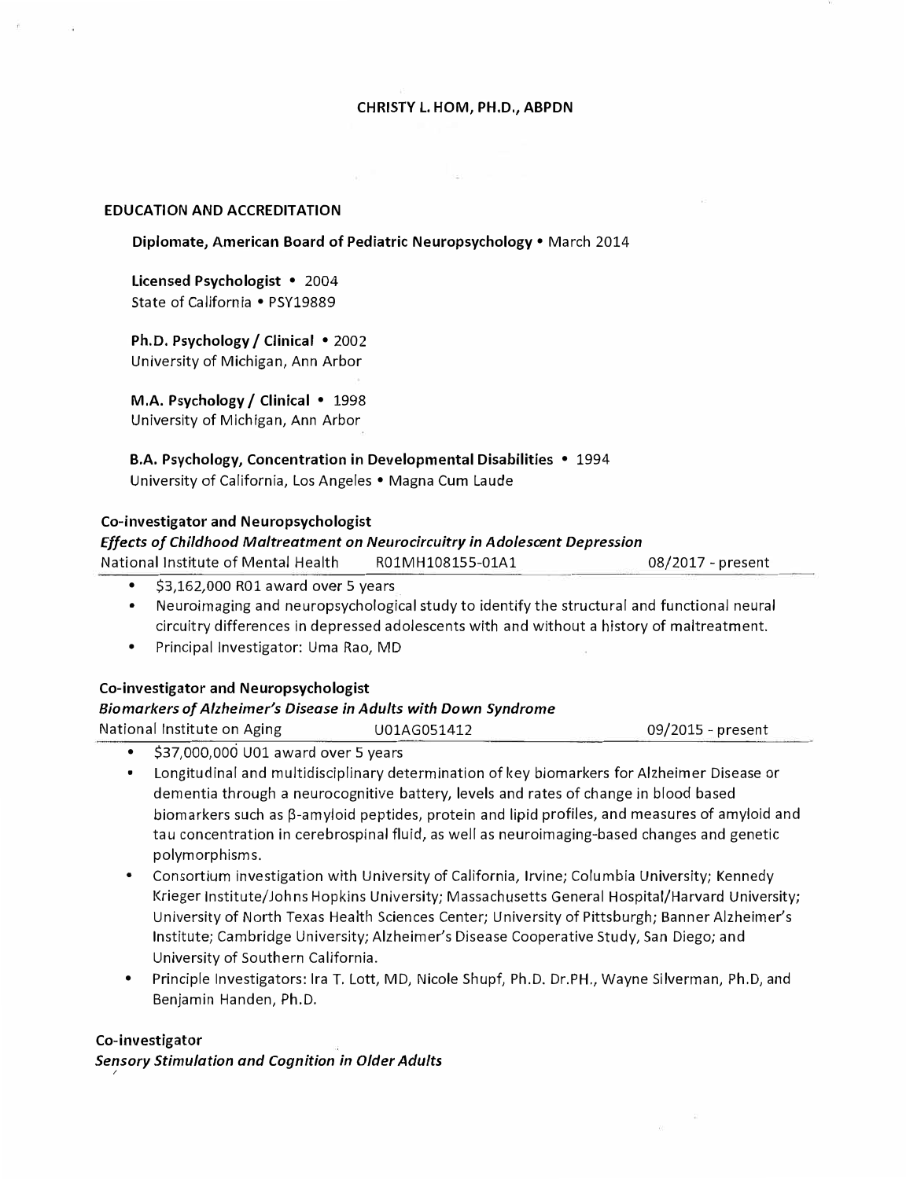# CHRISTY L. HOM, PH.D., ABPDN

## EDUCATION AND ACCREDITATION

**Diplomate, American Board of Pediatric Neuropsychology** • March 2014

**Licensed Psychologist** • 2004
State of California • PSY19889

**Ph.D. Psychology / Clinical** • 2002
University of Michigan, Ann Arbor

**M.A. Psychology / Clinical** • 1998
University of Michigan, Ann Arbor

**B.A. Psychology, Concentration in Developmental Disabilities** • 1994
University of California, Los Angeles • Magna Cum Laude

**Co-investigator and Neuropsychologist**
***Effects of Childhood Maltreatment on Neurocircuitry in Adolescent Depression***
National Institute of Mental Health    R01MH108155-01A1    08/2017 - present

- \$3,162,000 R01 award over 5 years
- Neuroimaging and neuropsychological study to identify the structural and functional neural circuitry differences in depressed adolescents with and without a history of maltreatment.
- Principal Investigator: Uma Rao, MD

**Co-investigator and Neuropsychologist**
***Biomarkers of Alzheimer's Disease in Adults with Down Syndrome***
National Institute on Aging    U01AG051412    09/2015 - present

- \$37,000,000 U01 award over 5 years
- Longitudinal and multidisciplinary determination of key biomarkers for Alzheimer Disease or dementia through a neurocognitive battery, levels and rates of change in blood based biomarkers such as β-amyloid peptides, protein and lipid profiles, and measures of amyloid and tau concentration in cerebrospinal fluid, as well as neuroimaging-based changes and genetic polymorphisms.
- Consortium investigation with University of California, Irvine; Columbia University; Kennedy Krieger Institute/Johns Hopkins University; Massachusetts General Hospital/Harvard University; University of North Texas Health Sciences Center; University of Pittsburgh; Banner Alzheimer's Institute; Cambridge University; Alzheimer's Disease Cooperative Study, San Diego; and University of Southern California.
- Principle Investigators: Ira T. Lott, MD, Nicole Shupf, Ph.D. Dr.PH., Wayne Silverman, Ph.D, and Benjamin Handen, Ph.D.

**Co-investigator**
***Sensory Stimulation and Cognition in Older Adults***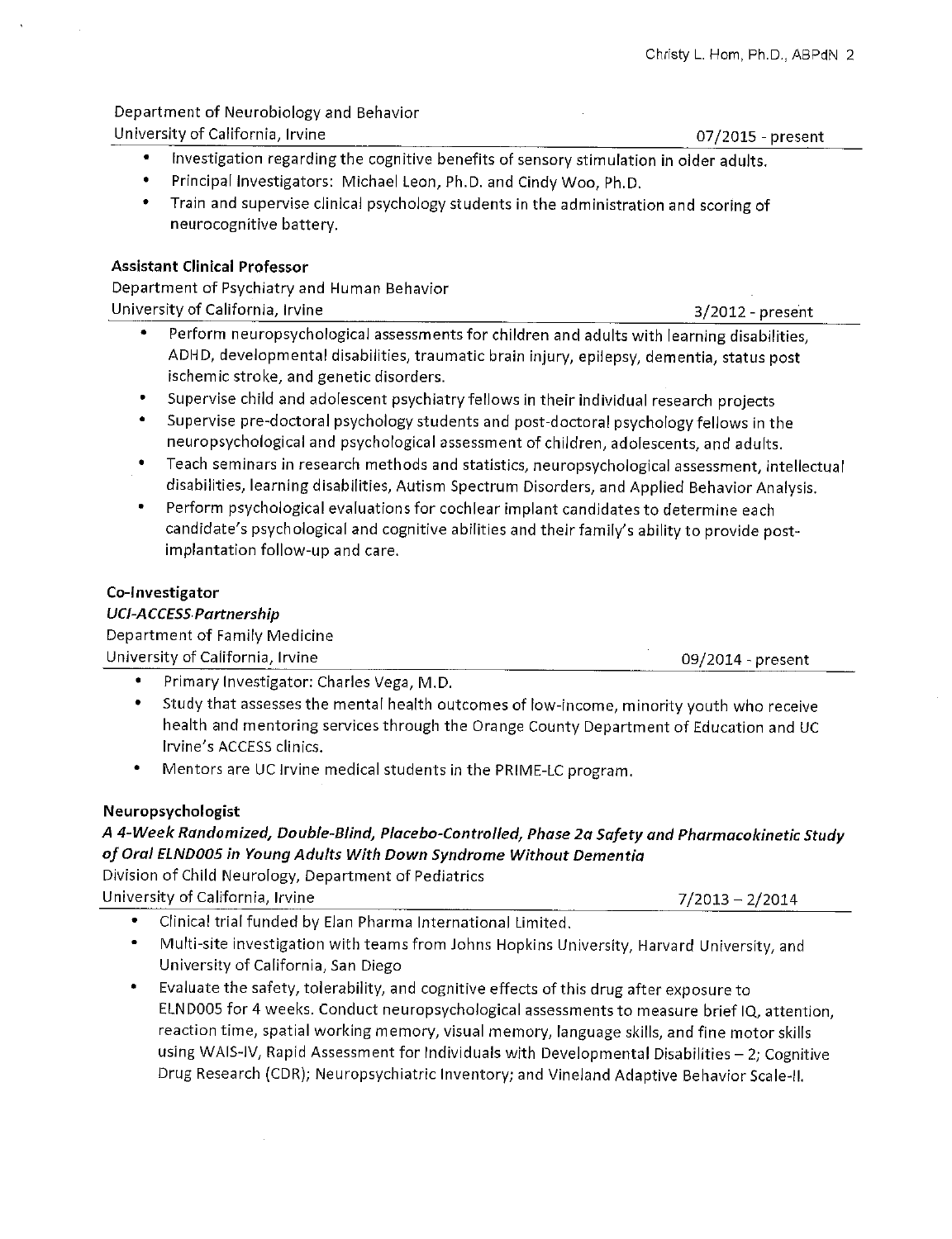Department of Neurobiology and Behavior
University of California, Irvine 07/2015 - present

- Investigation regarding the cognitive benefits of sensory stimulation in older adults.
- Principal Investigators: Michael Leon, Ph.D. and Cindy Woo, Ph.D.
- Train and supervise clinical psychology students in the administration and scoring of neurocognitive battery.

**Assistant Clinical Professor**
Department of Psychiatry and Human Behavior
University of California, Irvine 3/2012 - present

- Perform neuropsychological assessments for children and adults with learning disabilities, ADHD, developmental disabilities, traumatic brain injury, epilepsy, dementia, status post ischemic stroke, and genetic disorders.
- Supervise child and adolescent psychiatry fellows in their individual research projects
- Supervise pre-doctoral psychology students and post-doctoral psychology fellows in the neuropsychological and psychological assessment of children, adolescents, and adults.
- Teach seminars in research methods and statistics, neuropsychological assessment, intellectual disabilities, learning disabilities, Autism Spectrum Disorders, and Applied Behavior Analysis.
- Perform psychological evaluations for cochlear implant candidates to determine each candidate's psychological and cognitive abilities and their family's ability to provide post-implantation follow-up and care.

**Co-Investigator**
***UCI-ACCESS Partnership***
Department of Family Medicine
University of California, Irvine 09/2014 - present

- Primary Investigator: Charles Vega, M.D.
- Study that assesses the mental health outcomes of low-income, minority youth who receive health and mentoring services through the Orange County Department of Education and UC Irvine's ACCESS clinics.
- Mentors are UC Irvine medical students in the PRIME-LC program.

**Neuropsychologist**
***A 4-Week Randomized, Double-Blind, Placebo-Controlled, Phase 2a Safety and Pharmacokinetic Study of Oral ELND005 in Young Adults With Down Syndrome Without Dementia***
Division of Child Neurology, Department of Pediatrics
University of California, Irvine 7/2013 – 2/2014

- Clinical trial funded by Elan Pharma International Limited.
- Multi-site investigation with teams from Johns Hopkins University, Harvard University, and University of California, San Diego
- Evaluate the safety, tolerability, and cognitive effects of this drug after exposure to ELND005 for 4 weeks. Conduct neuropsychological assessments to measure brief IQ, attention, reaction time, spatial working memory, visual memory, language skills, and fine motor skills using WAIS-IV, Rapid Assessment for Individuals with Developmental Disabilities – 2; Cognitive Drug Research (CDR); Neuropsychiatric Inventory; and Vineland Adaptive Behavior Scale-II.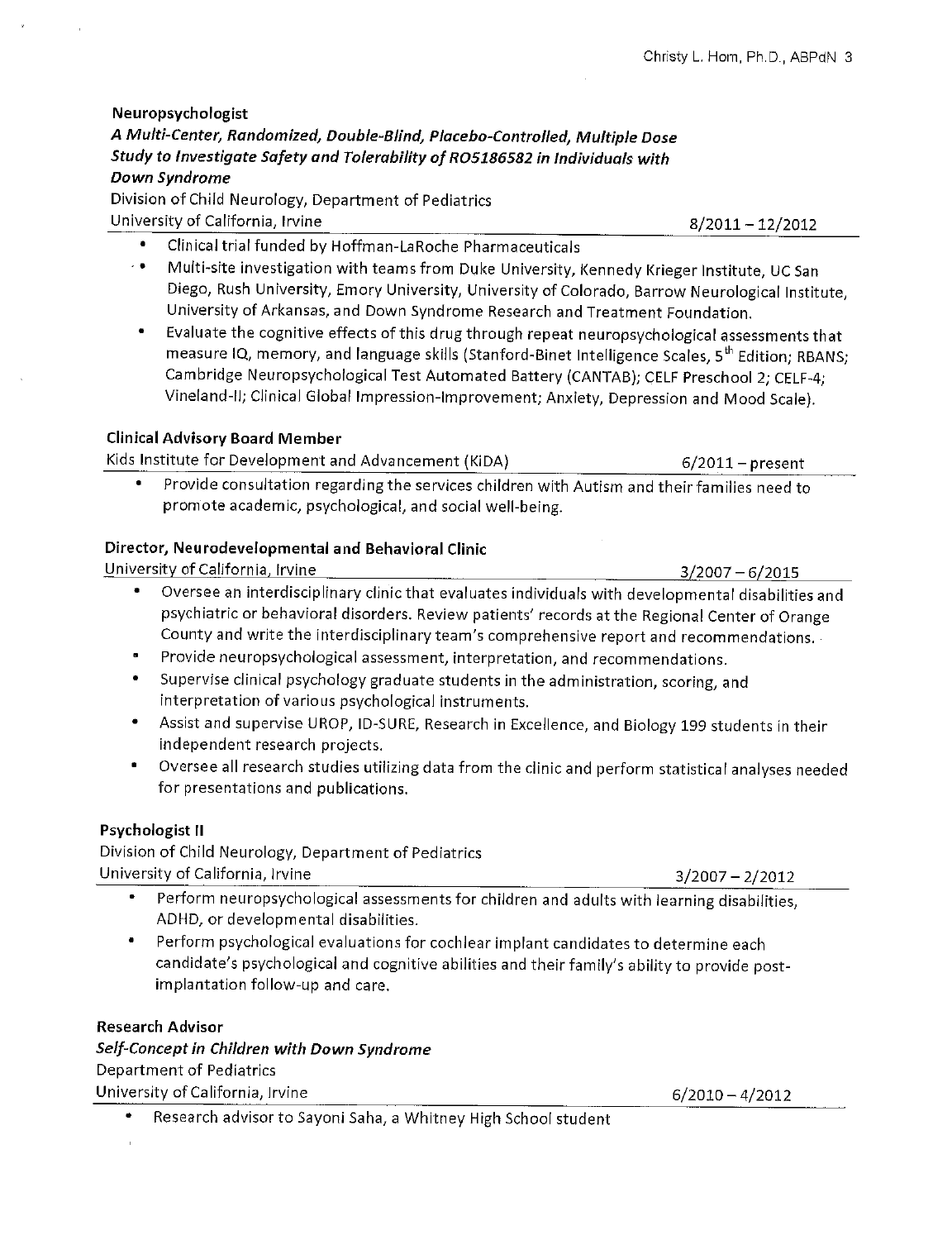**Neuropsychologist**

***A Multi-Center, Randomized, Double-Blind, Placebo-Controlled, Multiple Dose Study to Investigate Safety and Tolerability of RO5186582 in Individuals with Down Syndrome***

Division of Child Neurology, Department of Pediatrics
University of California, Irvine — 8/2011 – 12/2012

- Clinical trial funded by Hoffman-LaRoche Pharmaceuticals
- Multi-site investigation with teams from Duke University, Kennedy Krieger Institute, UC San Diego, Rush University, Emory University, University of Colorado, Barrow Neurological Institute, University of Arkansas, and Down Syndrome Research and Treatment Foundation.
- Evaluate the cognitive effects of this drug through repeat neuropsychological assessments that measure IQ, memory, and language skills (Stanford-Binet Intelligence Scales, 5th Edition; RBANS; Cambridge Neuropsychological Test Automated Battery (CANTAB); CELF Preschool 2; CELF-4; Vineland-II; Clinical Global Impression-Improvement; Anxiety, Depression and Mood Scale).

**Clinical Advisory Board Member**

Kids Institute for Development and Advancement (KiDA) — 6/2011 – present

- Provide consultation regarding the services children with Autism and their families need to promote academic, psychological, and social well-being.

**Director, Neurodevelopmental and Behavioral Clinic**

University of California, Irvine — 3/2007 – 6/2015

- Oversee an interdisciplinary clinic that evaluates individuals with developmental disabilities and psychiatric or behavioral disorders. Review patients' records at the Regional Center of Orange County and write the interdisciplinary team's comprehensive report and recommendations.
- Provide neuropsychological assessment, interpretation, and recommendations.
- Supervise clinical psychology graduate students in the administration, scoring, and interpretation of various psychological instruments.
- Assist and supervise UROP, ID-SURE, Research in Excellence, and Biology 199 students in their independent research projects.
- Oversee all research studies utilizing data from the clinic and perform statistical analyses needed for presentations and publications.

**Psychologist II**

Division of Child Neurology, Department of Pediatrics
University of California, Irvine — 3/2007 – 2/2012

- Perform neuropsychological assessments for children and adults with learning disabilities, ADHD, or developmental disabilities.
- Perform psychological evaluations for cochlear implant candidates to determine each candidate's psychological and cognitive abilities and their family's ability to provide post-implantation follow-up and care.

**Research Advisor**

***Self-Concept in Children with Down Syndrome***

Department of Pediatrics
University of California, Irvine — 6/2010 – 4/2012

- Research advisor to Sayoni Saha, a Whitney High School student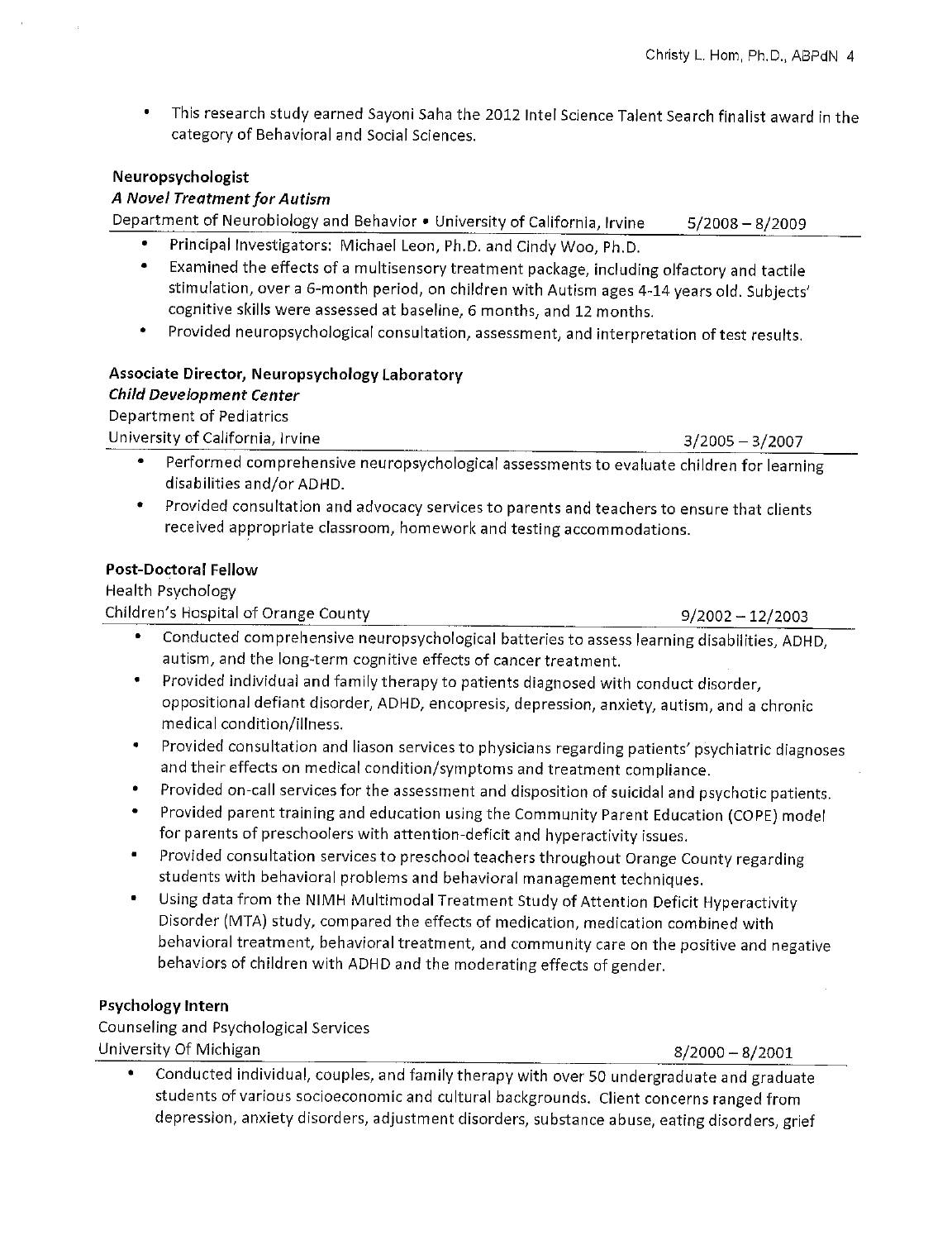- This research study earned Sayoni Saha the 2012 Intel Science Talent Search finalist award in the category of Behavioral and Social Sciences.

**Neuropsychologist**
***A Novel Treatment for Autism***
Department of Neurobiology and Behavior • University of California, Irvine    5/2008 – 8/2009

- Principal Investigators: Michael Leon, Ph.D. and Cindy Woo, Ph.D.
- Examined the effects of a multisensory treatment package, including olfactory and tactile stimulation, over a 6-month period, on children with Autism ages 4-14 years old. Subjects' cognitive skills were assessed at baseline, 6 months, and 12 months.
- Provided neuropsychological consultation, assessment, and interpretation of test results.

**Associate Director, Neuropsychology Laboratory**
***Child Development Center***
Department of Pediatrics
University of California, Irvine    3/2005 – 3/2007

- Performed comprehensive neuropsychological assessments to evaluate children for learning disabilities and/or ADHD.
- Provided consultation and advocacy services to parents and teachers to ensure that clients received appropriate classroom, homework and testing accommodations.

**Post-Doctoral Fellow**
Health Psychology
Children's Hospital of Orange County    9/2002 – 12/2003

- Conducted comprehensive neuropsychological batteries to assess learning disabilities, ADHD, autism, and the long-term cognitive effects of cancer treatment.
- Provided individual and family therapy to patients diagnosed with conduct disorder, oppositional defiant disorder, ADHD, encopresis, depression, anxiety, autism, and a chronic medical condition/illness.
- Provided consultation and liason services to physicians regarding patients' psychiatric diagnoses and their effects on medical condition/symptoms and treatment compliance.
- Provided on-call services for the assessment and disposition of suicidal and psychotic patients.
- Provided parent training and education using the Community Parent Education (COPE) model for parents of preschoolers with attention-deficit and hyperactivity issues.
- Provided consultation services to preschool teachers throughout Orange County regarding students with behavioral problems and behavioral management techniques.
- Using data from the NIMH Multimodal Treatment Study of Attention Deficit Hyperactivity Disorder (MTA) study, compared the effects of medication, medication combined with behavioral treatment, behavioral treatment, and community care on the positive and negative behaviors of children with ADHD and the moderating effects of gender.

**Psychology Intern**
Counseling and Psychological Services
University Of Michigan    8/2000 – 8/2001

- Conducted individual, couples, and family therapy with over 50 undergraduate and graduate students of various socioeconomic and cultural backgrounds. Client concerns ranged from depression, anxiety disorders, adjustment disorders, substance abuse, eating disorders, grief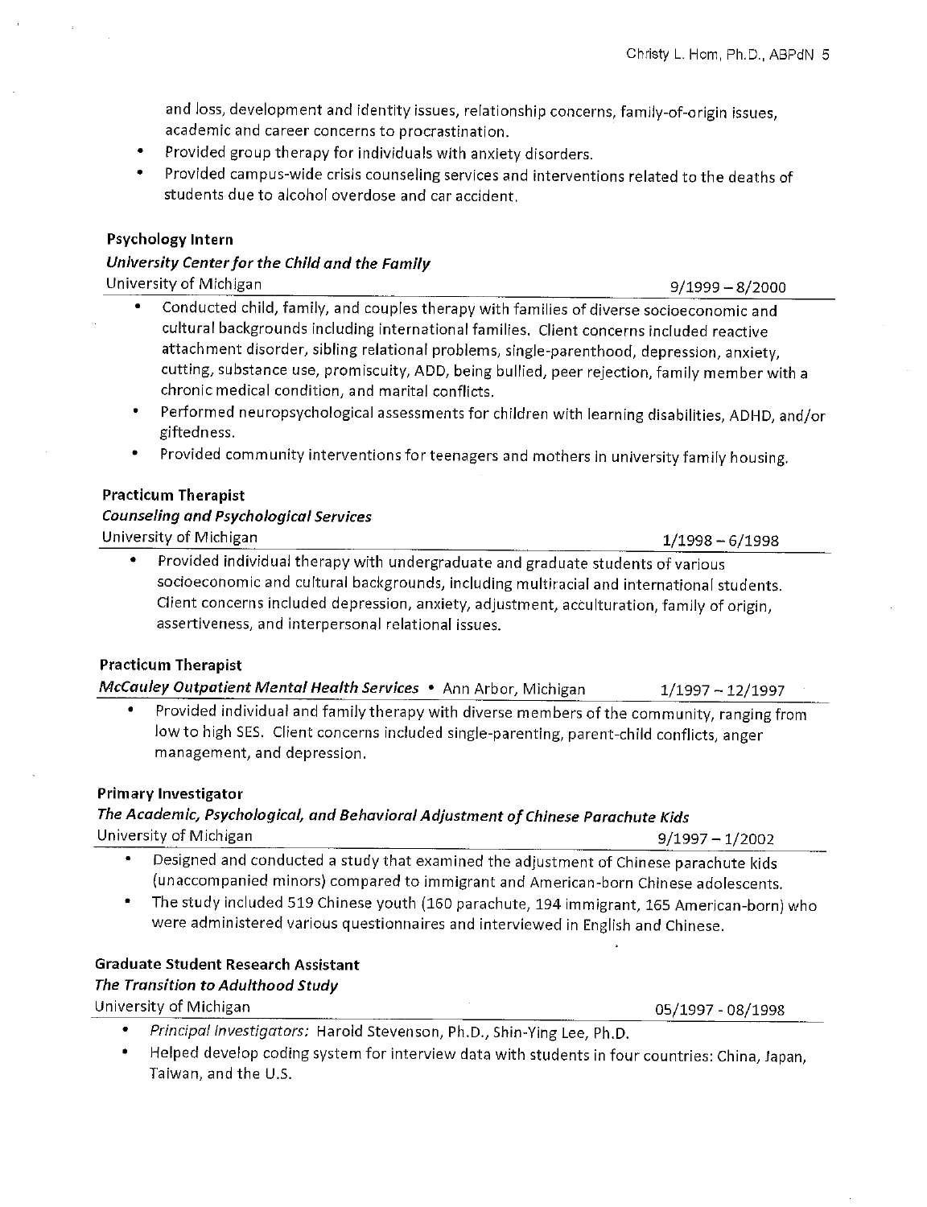and loss, development and identity issues, relationship concerns, family-of-origin issues, academic and career concerns to procrastination.

- Provided group therapy for individuals with anxiety disorders.
- Provided campus-wide crisis counseling services and interventions related to the deaths of students due to alcohol overdose and car accident.

**Psychology Intern**
***University Center for the Child and the Family***
University of Michigan 9/1999 – 8/2000

- Conducted child, family, and couples therapy with families of diverse socioeconomic and cultural backgrounds including international families. Client concerns included reactive attachment disorder, sibling relational problems, single-parenthood, depression, anxiety, cutting, substance use, promiscuity, ADD, being bullied, peer rejection, family member with a chronic medical condition, and marital conflicts.
- Performed neuropsychological assessments for children with learning disabilities, ADHD, and/or giftedness.
- Provided community interventions for teenagers and mothers in university family housing.

**Practicum Therapist**
***Counseling and Psychological Services***
University of Michigan 1/1998 – 6/1998

- Provided individual therapy with undergraduate and graduate students of various socioeconomic and cultural backgrounds, including multiracial and international students. Client concerns included depression, anxiety, adjustment, acculturation, family of origin, assertiveness, and interpersonal relational issues.

**Practicum Therapist**
***McCauley Outpatient Mental Health Services*** • Ann Arbor, Michigan 1/1997 – 12/1997

- Provided individual and family therapy with diverse members of the community, ranging from low to high SES. Client concerns included single-parenting, parent-child conflicts, anger management, and depression.

**Primary Investigator**
***The Academic, Psychological, and Behavioral Adjustment of Chinese Parachute Kids***
University of Michigan 9/1997 – 1/2002

- Designed and conducted a study that examined the adjustment of Chinese parachute kids (unaccompanied minors) compared to immigrant and American-born Chinese adolescents.
- The study included 519 Chinese youth (160 parachute, 194 immigrant, 165 American-born) who were administered various questionnaires and interviewed in English and Chinese.

**Graduate Student Research Assistant**
***The Transition to Adulthood Study***
University of Michigan 05/1997 - 08/1998

- *Principal Investigators:* Harold Stevenson, Ph.D., Shin-Ying Lee, Ph.D.
- Helped develop coding system for interview data with students in four countries: China, Japan, Taiwan, and the U.S.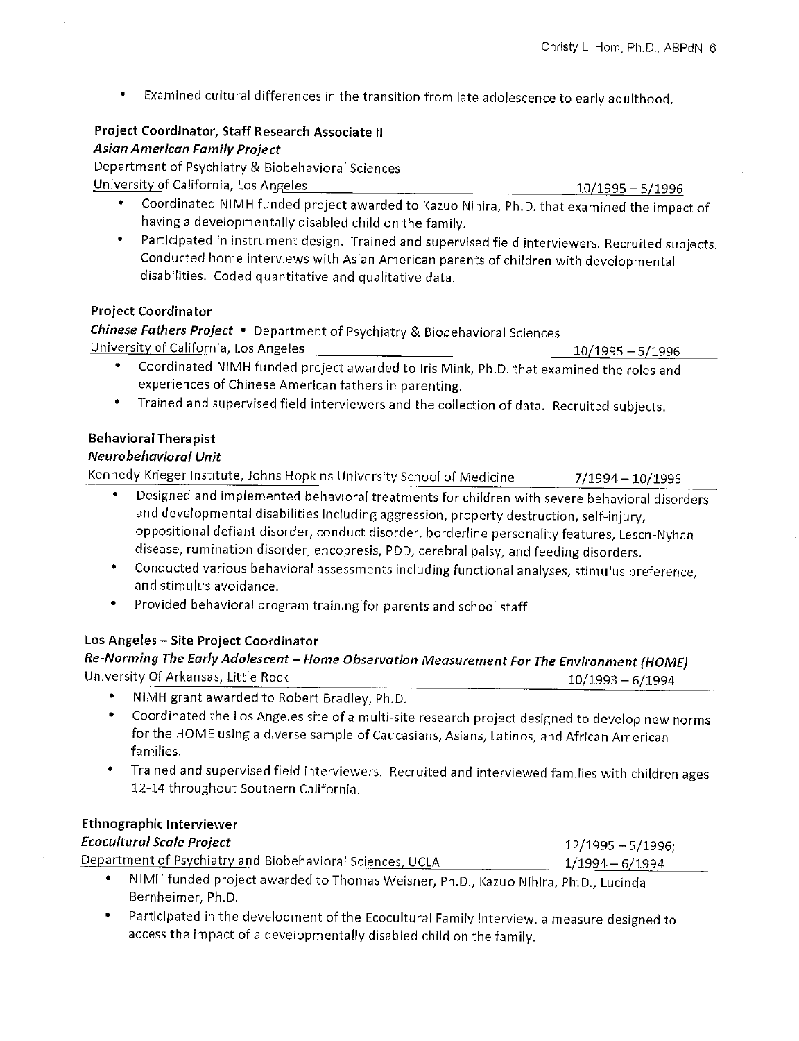- Examined cultural differences in the transition from late adolescence to early adulthood.

**Project Coordinator, Staff Research Associate II**
***Asian American Family Project***
Department of Psychiatry & Biobehavioral Sciences
University of California, Los Angeles — 10/1995 – 5/1996

- Coordinated NIMH funded project awarded to Kazuo Nihira, Ph.D. that examined the impact of having a developmentally disabled child on the family.
- Participated in instrument design. Trained and supervised field interviewers. Recruited subjects. Conducted home interviews with Asian American parents of children with developmental disabilities. Coded quantitative and qualitative data.

**Project Coordinator**
***Chinese Fathers Project*** • Department of Psychiatry & Biobehavioral Sciences
University of California, Los Angeles — 10/1995 – 5/1996

- Coordinated NIMH funded project awarded to Iris Mink, Ph.D. that examined the roles and experiences of Chinese American fathers in parenting.
- Trained and supervised field interviewers and the collection of data. Recruited subjects.

**Behavioral Therapist**
***Neurobehavioral Unit***
Kennedy Krieger Institute, Johns Hopkins University School of Medicine — 7/1994 – 10/1995

- Designed and implemented behavioral treatments for children with severe behavioral disorders and developmental disabilities including aggression, property destruction, self-injury, oppositional defiant disorder, conduct disorder, borderline personality features, Lesch-Nyhan disease, rumination disorder, encopresis, PDD, cerebral palsy, and feeding disorders.
- Conducted various behavioral assessments including functional analyses, stimulus preference, and stimulus avoidance.
- Provided behavioral program training for parents and school staff.

**Los Angeles – Site Project Coordinator**
***Re-Norming The Early Adolescent – Home Observation Measurement For The Environment (HOME)***
University Of Arkansas, Little Rock — 10/1993 – 6/1994

- NIMH grant awarded to Robert Bradley, Ph.D.
- Coordinated the Los Angeles site of a multi-site research project designed to develop new norms for the HOME using a diverse sample of Caucasians, Asians, Latinos, and African American families.
- Trained and supervised field interviewers. Recruited and interviewed families with children ages 12-14 throughout Southern California.

**Ethnographic Interviewer**
***Ecocultural Scale Project***
Department of Psychiatry and Biobehavioral Sciences, UCLA — 12/1995 – 5/1996; 1/1994 – 6/1994

- NIMH funded project awarded to Thomas Weisner, Ph.D., Kazuo Nihira, Ph.D., Lucinda Bernheimer, Ph.D.
- Participated in the development of the Ecocultural Family Interview, a measure designed to access the impact of a developmentally disabled child on the family.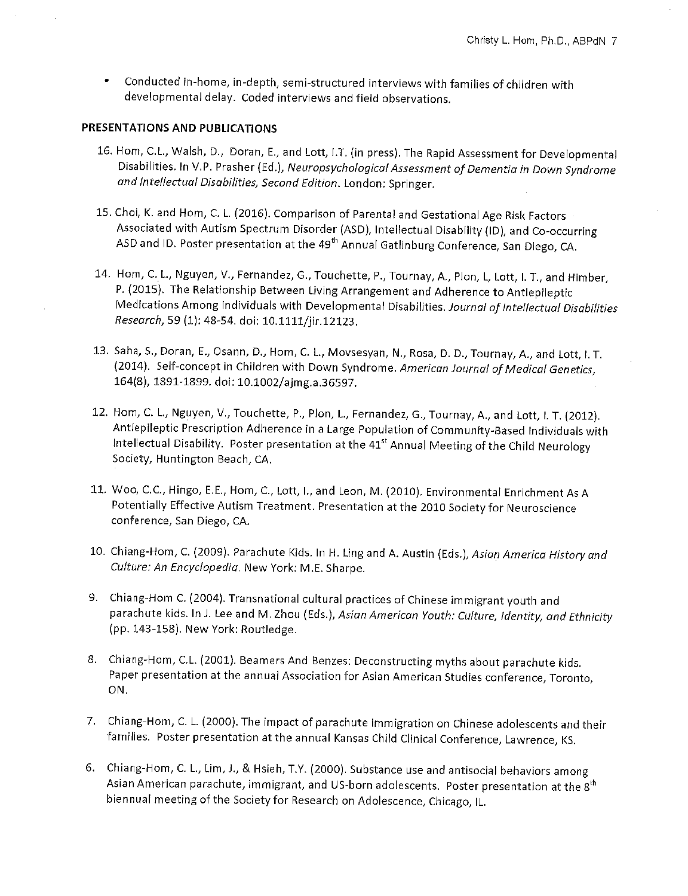- Conducted in-home, in-depth, semi-structured interviews with families of children with developmental delay. Coded interviews and field observations.

**PRESENTATIONS AND PUBLICATIONS**

16. Hom, C.L., Walsh, D., Doran, E., and Lott, I.T. (in press). The Rapid Assessment for Developmental Disabilities. In V.P. Prasher (Ed.), *Neuropsychological Assessment of Dementia in Down Syndrome and Intellectual Disabilities, Second Edition*. London: Springer.

15. Choi, K. and Hom, C. L. (2016). Comparison of Parental and Gestational Age Risk Factors Associated with Autism Spectrum Disorder (ASD), Intellectual Disability (ID), and Co-occurring ASD and ID. Poster presentation at the 49th Annual Gatlinburg Conference, San Diego, CA.

14. Hom, C. L., Nguyen, V., Fernandez, G., Touchette, P., Tournay, A., Plon, L, Lott, I. T., and Himber, P. (2015). The Relationship Between Living Arrangement and Adherence to Antiepileptic Medications Among Individuals with Developmental Disabilities. *Journal of Intellectual Disabilities Research*, 59 (1): 48-54. doi: 10.1111/jir.12123.

13. Saha, S., Doran, E., Osann, D., Hom, C. L., Movsesyan, N., Rosa, D. D., Tournay, A., and Lott, I. T. (2014). Self-concept in Children with Down Syndrome. *American Journal of Medical Genetics*, 164(8), 1891-1899. doi: 10.1002/ajmg.a.36597.

12. Hom, C. L., Nguyen, V., Touchette, P., Plon, L., Fernandez, G., Tournay, A., and Lott, I. T. (2012). Antiepileptic Prescription Adherence in a Large Population of Community-Based Individuals with Intellectual Disability. Poster presentation at the 41st Annual Meeting of the Child Neurology Society, Huntington Beach, CA.

11. Woo, C.C., Hingo, E.E., Hom, C., Lott, I., and Leon, M. (2010). Environmental Enrichment As A Potentially Effective Autism Treatment. Presentation at the 2010 Society for Neuroscience conference, San Diego, CA.

10. Chiang-Hom, C. (2009). Parachute Kids. In H. Ling and A. Austin (Eds.), *Asian America History and Culture: An Encyclopedia*. New York: M.E. Sharpe.

9. Chiang-Hom C. (2004). Transnational cultural practices of Chinese immigrant youth and parachute kids. In J. Lee and M. Zhou (Eds.), *Asian American Youth: Culture, Identity, and Ethnicity* (pp. 143-158). New York: Routledge.

8. Chiang-Hom, C.L. (2001). Beamers And Benzes: Deconstructing myths about parachute kids. Paper presentation at the annual Association for Asian American Studies conference, Toronto, ON.

7. Chiang-Hom, C. L. (2000). The impact of parachute immigration on Chinese adolescents and their families. Poster presentation at the annual Kansas Child Clinical Conference, Lawrence, KS.

6. Chiang-Hom, C. L., Lim, J., & Hsieh, T.Y. (2000). Substance use and antisocial behaviors among Asian American parachute, immigrant, and US-born adolescents. Poster presentation at the 8th biennual meeting of the Society for Research on Adolescence, Chicago, IL.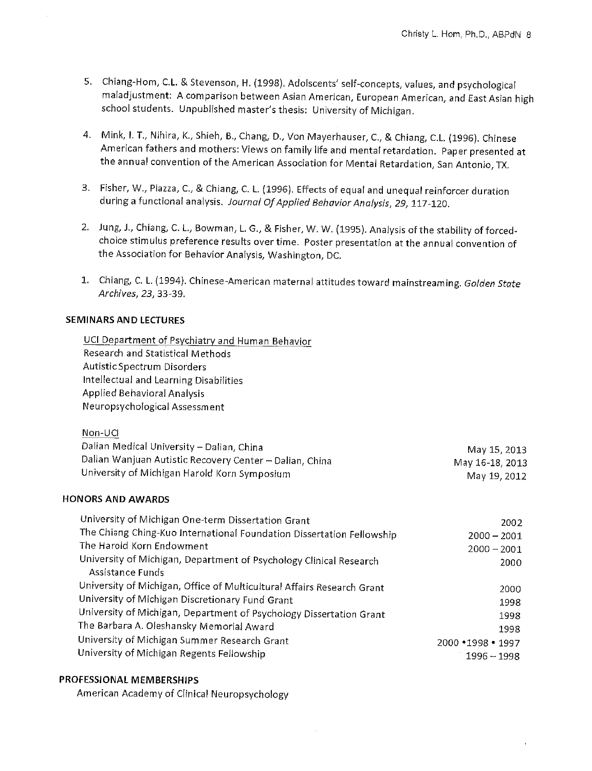5. Chiang-Hom, C.L. & Stevenson, H. (1998). Adolscents' self-concepts, values, and psychological maladjustment: A comparison between Asian American, European American, and East Asian high school students. Unpublished master's thesis: University of Michigan.

4. Mink, I. T., Nihira, K., Shieh, B., Chang, D., Von Mayerhauser, C., & Chiang, C.L. (1996). Chinese American fathers and mothers: Views on family life and mental retardation. Paper presented at the annual convention of the American Association for Mental Retardation, San Antonio, TX.

3. Fisher, W., Piazza, C., & Chiang, C. L. (1996). Effects of equal and unequal reinforcer duration during a functional analysis. *Journal Of Applied Behavior Analysis, 29*, 117-120.

2. Jung, J., Chiang, C. L., Bowman, L. G., & Fisher, W. W. (1995). Analysis of the stability of forced-choice stimulus preference results over time. Poster presentation at the annual convention of the Association for Behavior Analysis, Washington, DC.

1. Chiang, C. L. (1994). Chinese-American maternal attitudes toward mainstreaming. *Golden State Archives, 23*, 33-39.

## SEMINARS AND LECTURES

UCI Department of Psychiatry and Human Behavior

Research and Statistical Methods
Autistic Spectrum Disorders
Intellectual and Learning Disabilities
Applied Behavioral Analysis
Neuropsychological Assessment

Non-UCI

| | |
|---|---|
| Dalian Medical University – Dalian, China | May 15, 2013 |
| Dalian Wanjuan Autistic Recovery Center – Dalian, China | May 16-18, 2013 |
| University of Michigan Harold Korn Symposium | May 19, 2012 |

## HONORS AND AWARDS

| | |
|---|---|
| University of Michigan One-term Dissertation Grant | 2002 |
| The Chiang Ching-Kuo International Foundation Dissertation Fellowship | 2000 – 2001 |
| The Harold Korn Endowment | 2000 – 2001 |
| University of Michigan, Department of Psychology Clinical Research Assistance Funds | 2000 |
| University of Michigan, Office of Multicultural Affairs Research Grant | 2000 |
| University of Michigan Discretionary Fund Grant | 1998 |
| University of Michigan, Department of Psychology Dissertation Grant | 1998 |
| The Barbara A. Oleshansky Memorial Award | 1998 |
| University of Michigan Summer Research Grant | 2000 • 1998 • 1997 |
| University of Michigan Regents Fellowship | 1996 – 1998 |

## PROFESSIONAL MEMBERSHIPS

American Academy of Clinical Neuropsychology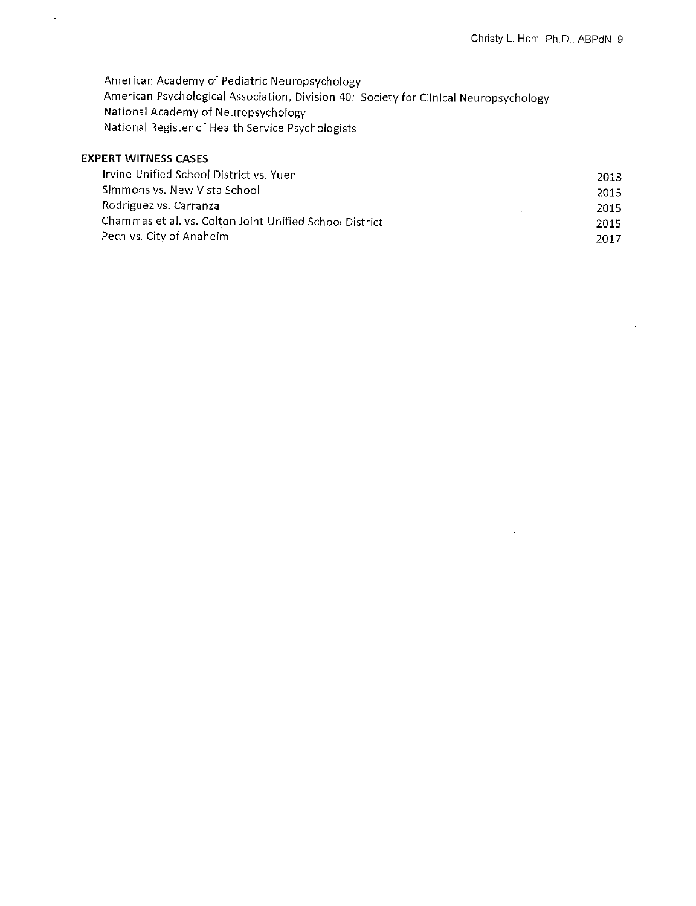American Academy of Pediatric Neuropsychology
American Psychological Association, Division 40: Society for Clinical Neuropsychology
National Academy of Neuropsychology
National Register of Health Service Psychologists

**EXPERT WITNESS CASES**

| | |
|---|---|
| Irvine Unified School District vs. Yuen | 2013 |
| Simmons vs. New Vista School | 2015 |
| Rodriguez vs. Carranza | 2015 |
| Chammas et al. vs. Colton Joint Unified School District | 2015 |
| Pech vs. City of Anaheim | 2017 |